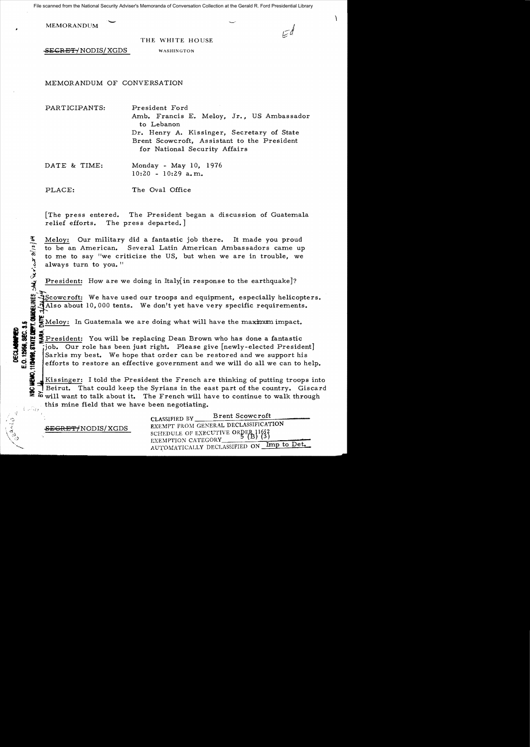MEMORANDUM

THE WHITE HOUSE

~~SECRET~~/NODIS/XGDS WASHINGTON

MEMORANDUM OF CONVERSATION

PARTICIPANTS: President Ford
Amb. Francis E. Meloy, Jr., US Ambassador to Lebanon
Dr. Henry A. Kissinger, Secretary of State
Brent Scowcroft, Assistant to the President for National Security Affairs

DATE & TIME: Monday - May 10, 1976
10:20 - 10:29 a.m.

PLACE: The Oval Office

[The press entered. The President began a discussion of Guatemala relief efforts. The press departed.]

Meloy: Our military did a fantastic job there. It made you proud to be an American. Several Latin American Ambassadors came up to me to say "we criticize the US, but when we are in trouble, we always turn to you."

President: How are we doing in Italy[in response to the earthquake]?

Scowcroft: We have used our troops and equipment, especially helicopters. Also about 10,000 tents. We don't yet have very specific requirements.

Meloy: In Guatemala we are doing what will have the maximum impact.

President: You will be replacing Dean Brown who has done a fantastic job. Our role has been just right. Please give [newly-elected President] Sarkis my best. We hope that order can be restored and we support his efforts to restore an effective government and we will do all we can to help.

Kissinger: I told the President the French are thinking of putting troops into Beirut. That could keep the Syrians in the east part of the country. Giscard will want to talk about it. The French will have to continue to walk through this mine field that we have been negotiating.

~~SECRET~~/NODIS/XGDS

CLASSIFIED BY Brent Scowcroft
EXEMPT FROM GENERAL DECLASSIFICATION SCHEDULE OF EXECUTIVE ORDER 11652
EXEMPTION CATEGORY 5 (B) (3)
AUTOMATICALLY DECLASSIFIED ON Imp to Det.

DECLASSIFIED
E.O. 12958, SEC. 3.5
NSC MEMO, 11/24/98, STATE DEPT. GUIDELINES
BY ___ NARA, DATE ___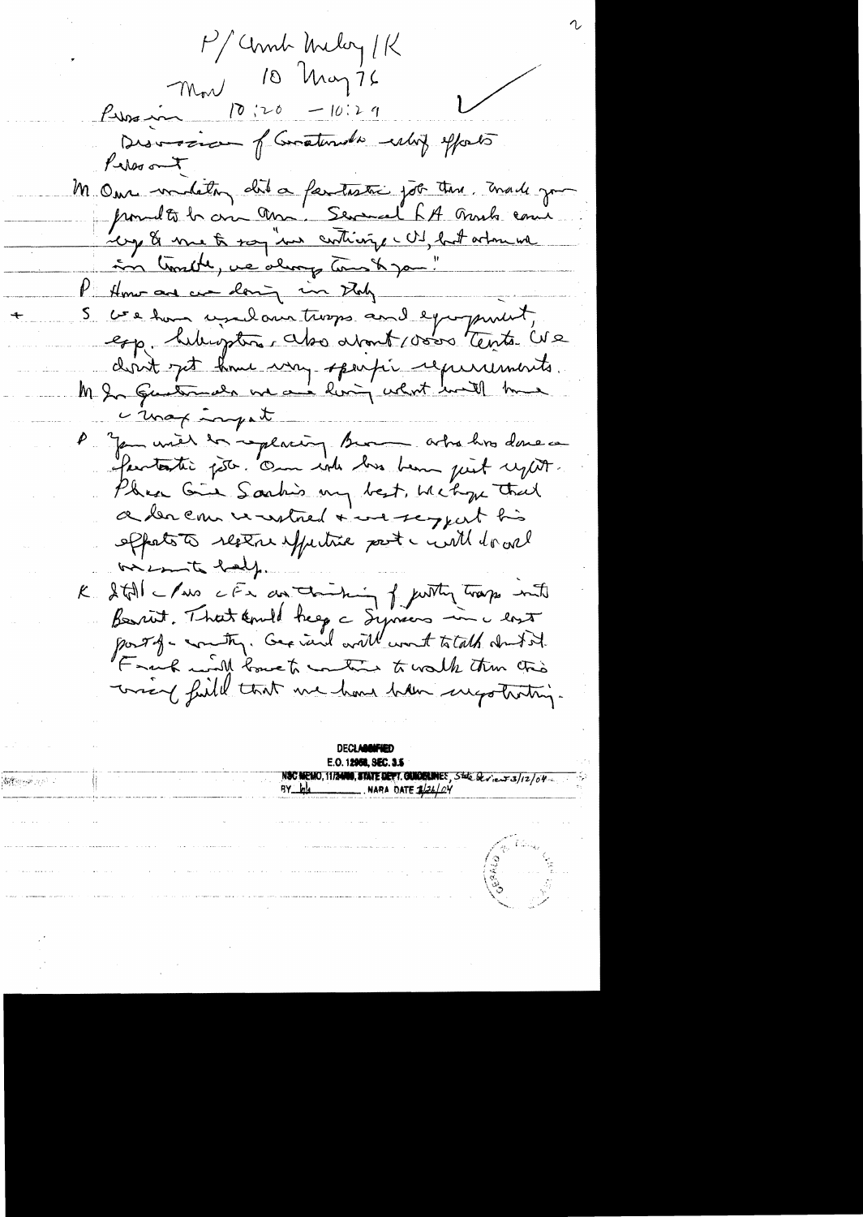P/ Amb Molina / K
Mon 10 May 76
Press in 10:20 – 10:29

Discussion of Guatemala relief efforts

Press out

M Our military did a fantastic job there. Made your proud to be an Amer. Several GA ands came up & me to say "we criticize US, but when we in trouble, we always turn to you."

P How are we doing in Italy

+ S We have used our troops and equipment, esp. helicopters. Also about 10,000 tents. We don't yet have very specific requirements.

M In Guatemala we are doing what will have a major impact

P You will be replacing Brown who has done a fantastic job. Our relations have been just right. Please give Sanchez my best. We hope that order can be restored & we support his efforts to restore effective govt & will do all we can to help.

K Still – Pres & FM are thinking of putting troops into Beirut. That would keep the Syrians in the east part of the country. Gen'l Gen'l will want to talk about it. Frank will have to continue to walk them around field that we have been negotiating.

DECLASSIFIED
E.O. 12958, SEC. 3.5
NSC MEMO, 11/24/98, STATE DEPT. GUIDELINES, State Review 3/12/04
BY lbl, NARA DATE 3/24/04